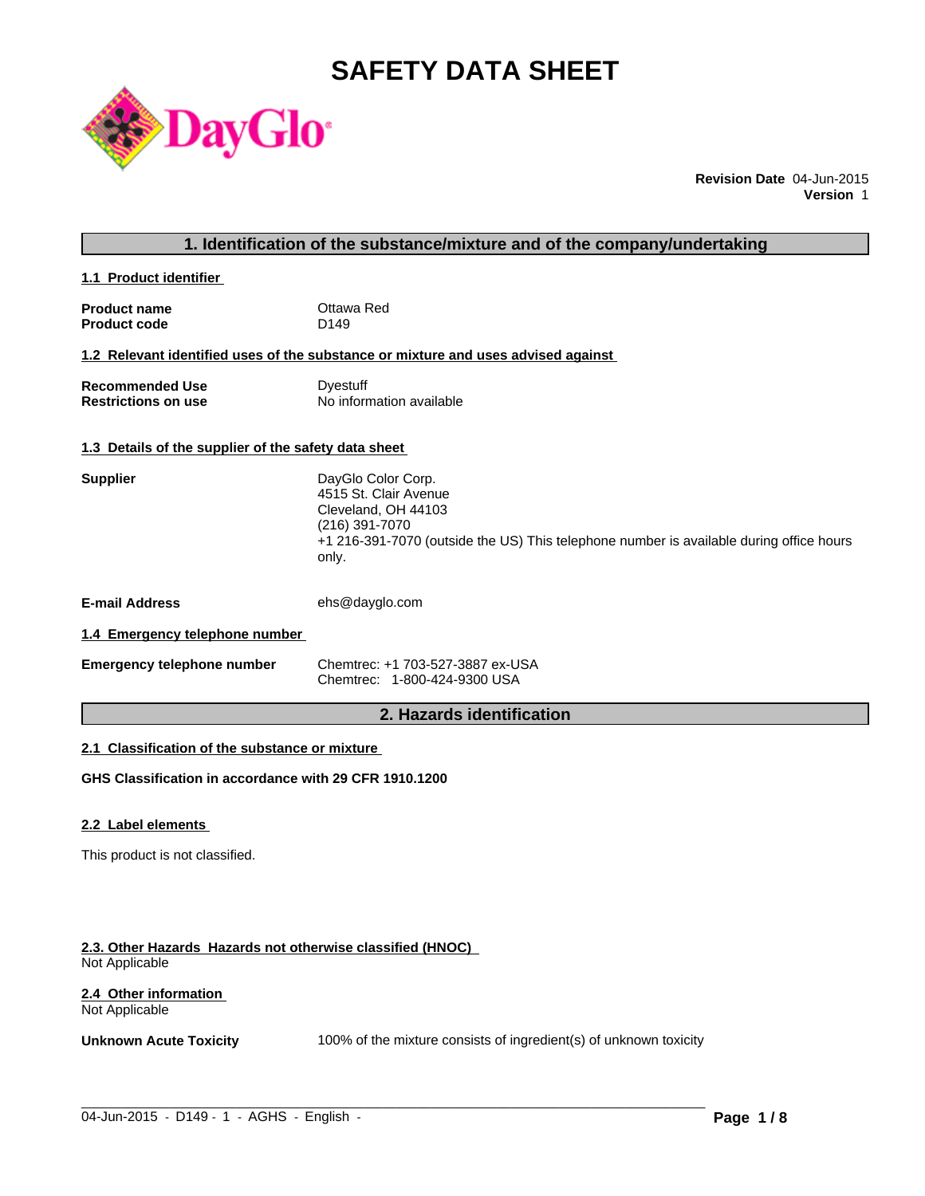# SAFETY DATA SHEET

**Revision Date** 04-Jun-2015
**Version** 1

## 1. Identification of the substance/mixture and of the company/undertaking

### 1.1 Product identifier

| | |
|---|---|
| **Product name** | Ottawa Red |
| **Product code** | D149 |

### 1.2 Relevant identified uses of the substance or mixture and uses advised against

| | |
|---|---|
| **Recommended Use** | Dyestuff |
| **Restrictions on use** | No information available |

### 1.3 Details of the supplier of the safety data sheet

**Supplier**
DayGlo Color Corp.
4515 St. Clair Avenue
Cleveland, OH 44103
(216) 391-7070
+1 216-391-7070 (outside the US) This telephone number is available during office hours only.

**E-mail Address** ehs@dayglo.com

### 1.4 Emergency telephone number

**Emergency telephone number**
Chemtrec: +1 703-527-3887 ex-USA
Chemtrec: 1-800-424-9300 USA

## 2. Hazards identification

### 2.1 Classification of the substance or mixture

**GHS Classification in accordance with 29 CFR 1910.1200**

### 2.2 Label elements

This product is not classified.

### 2.3. Other Hazards Hazards not otherwise classified (HNOC)

Not Applicable

### 2.4 Other information

Not Applicable

**Unknown Acute Toxicity** 100% of the mixture consists of ingredient(s) of unknown toxicity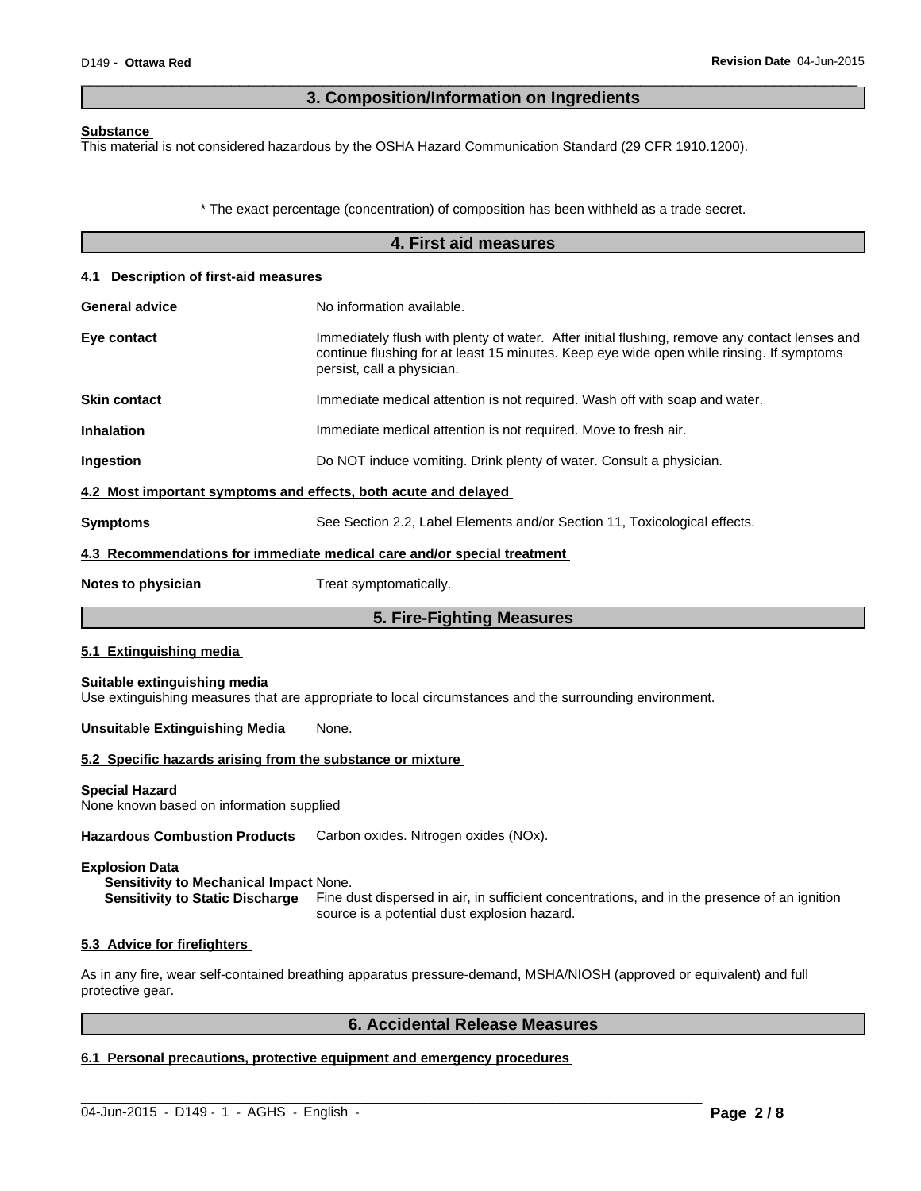## 3. Composition/Information on Ingredients

**Substance**

This material is not considered hazardous by the OSHA Hazard Communication Standard (29 CFR 1910.1200).

\* The exact percentage (concentration) of composition has been withheld as a trade secret.

## 4. First aid measures

### 4.1 Description of first-aid measures

**General advice** No information available.

**Eye contact** Immediately flush with plenty of water. After initial flushing, remove any contact lenses and continue flushing for at least 15 minutes. Keep eye wide open while rinsing. If symptoms persist, call a physician.

**Skin contact** Immediate medical attention is not required. Wash off with soap and water.

**Inhalation** Immediate medical attention is not required. Move to fresh air.

**Ingestion** Do NOT induce vomiting. Drink plenty of water. Consult a physician.

### 4.2 Most important symptoms and effects, both acute and delayed

**Symptoms** See Section 2.2, Label Elements and/or Section 11, Toxicological effects.

### 4.3 Recommendations for immediate medical care and/or special treatment

**Notes to physician** Treat symptomatically.

## 5. Fire-Fighting Measures

### 5.1 Extinguishing media

**Suitable extinguishing media**

Use extinguishing measures that are appropriate to local circumstances and the surrounding environment.

**Unsuitable Extinguishing Media** None.

### 5.2 Specific hazards arising from the substance or mixture

**Special Hazard**

None known based on information supplied

**Hazardous Combustion Products** Carbon oxides. Nitrogen oxides (NOx).

**Explosion Data**

**Sensitivity to Mechanical Impact** None.

**Sensitivity to Static Discharge** Fine dust dispersed in air, in sufficient concentrations, and in the presence of an ignition source is a potential dust explosion hazard.

### 5.3 Advice for firefighters

As in any fire, wear self-contained breathing apparatus pressure-demand, MSHA/NIOSH (approved or equivalent) and full protective gear.

## 6. Accidental Release Measures

### 6.1 Personal precautions, protective equipment and emergency procedures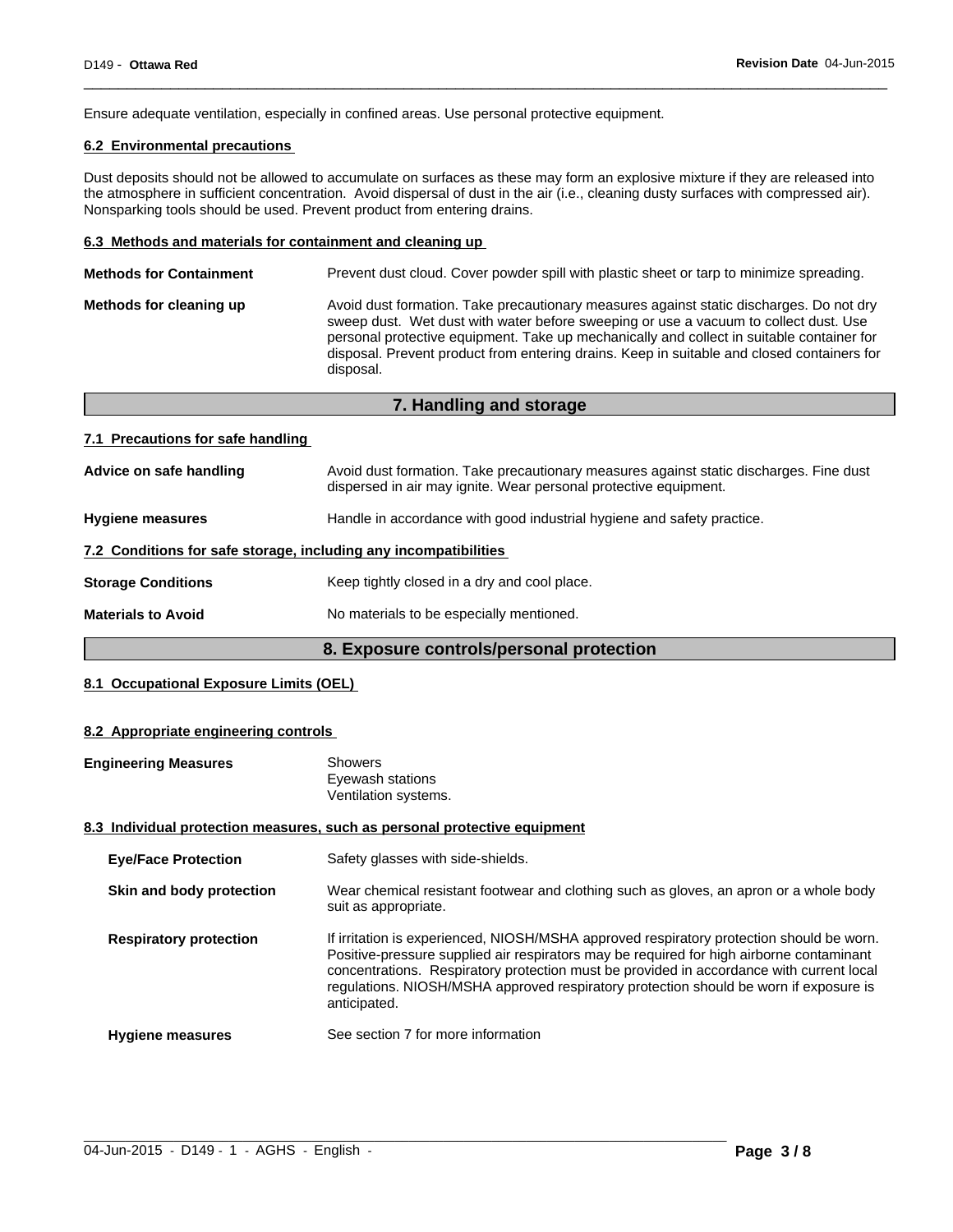Ensure adequate ventilation, especially in confined areas. Use personal protective equipment.

### 6.2 Environmental precautions

Dust deposits should not be allowed to accumulate on surfaces as these may form an explosive mixture if they are released into the atmosphere in sufficient concentration. Avoid dispersal of dust in the air (i.e., cleaning dusty surfaces with compressed air). Nonsparking tools should be used. Prevent product from entering drains.

### 6.3 Methods and materials for containment and cleaning up

**Methods for Containment** Prevent dust cloud. Cover powder spill with plastic sheet or tarp to minimize spreading.

**Methods for cleaning up** Avoid dust formation. Take precautionary measures against static discharges. Do not dry sweep dust. Wet dust with water before sweeping or use a vacuum to collect dust. Use personal protective equipment. Take up mechanically and collect in suitable container for disposal. Prevent product from entering drains. Keep in suitable and closed containers for disposal.

## 7. Handling and storage

### 7.1 Precautions for safe handling

**Advice on safe handling** Avoid dust formation. Take precautionary measures against static discharges. Fine dust dispersed in air may ignite. Wear personal protective equipment.

**Hygiene measures** Handle in accordance with good industrial hygiene and safety practice.

### 7.2 Conditions for safe storage, including any incompatibilities

**Storage Conditions** Keep tightly closed in a dry and cool place.

**Materials to Avoid** No materials to be especially mentioned.

## 8. Exposure controls/personal protection

### 8.1 Occupational Exposure Limits (OEL)

### 8.2 Appropriate engineering controls

**Engineering Measures** Showers
Eyewash stations
Ventilation systems.

### 8.3 Individual protection measures, such as personal protective equipment

**Eye/Face Protection** Safety glasses with side-shields.

**Skin and body protection** Wear chemical resistant footwear and clothing such as gloves, an apron or a whole body suit as appropriate.

**Respiratory protection** If irritation is experienced, NIOSH/MSHA approved respiratory protection should be worn. Positive-pressure supplied air respirators may be required for high airborne contaminant concentrations. Respiratory protection must be provided in accordance with current local regulations. NIOSH/MSHA approved respiratory protection should be worn if exposure is anticipated.

**Hygiene measures** See section 7 for more information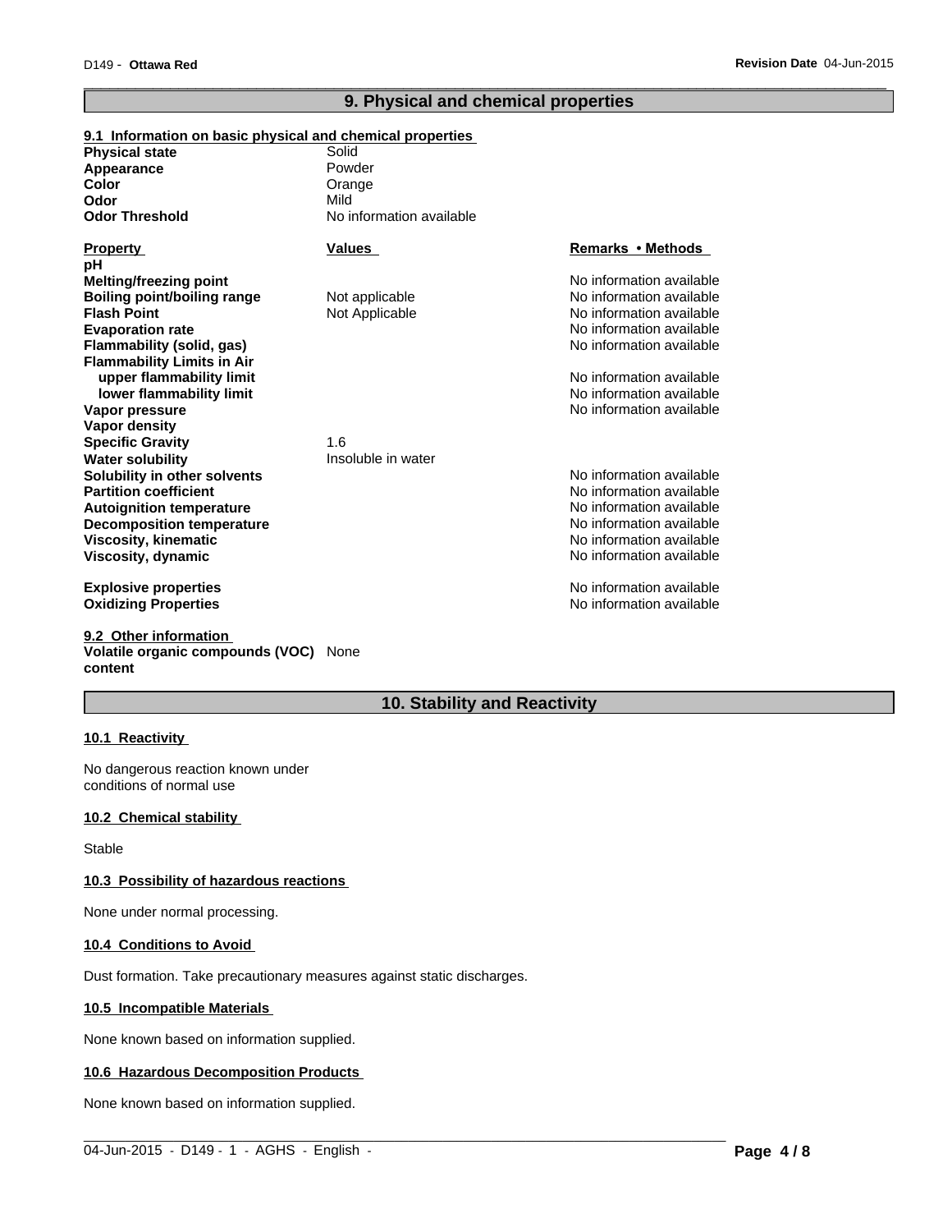## 9. Physical and chemical properties

### 9.1 Information on basic physical and chemical properties

| | |
|---|---|
| **Physical state** | Solid |
| **Appearance** | Powder |
| **Color** | Orange |
| **Odor** | Mild |
| **Odor Threshold** | No information available |

| Property | Values | Remarks • Methods |
|---|---|---|
| **pH** | | |
| **Melting/freezing point** | | No information available |
| **Boiling point/boiling range** | Not applicable | No information available |
| **Flash Point** | Not Applicable | No information available |
| **Evaporation rate** | | No information available |
| **Flammability (solid, gas)** | | No information available |
| **Flammability Limits in Air** | | |
| **upper flammability limit** | | No information available |
| **lower flammability limit** | | No information available |
| **Vapor pressure** | | No information available |
| **Vapor density** | | |
| **Specific Gravity** | 1.6 | |
| **Water solubility** | Insoluble in water | |
| **Solubility in other solvents** | | No information available |
| **Partition coefficient** | | No information available |
| **Autoignition temperature** | | No information available |
| **Decomposition temperature** | | No information available |
| **Viscosity, kinematic** | | No information available |
| **Viscosity, dynamic** | | No information available |
| **Explosive properties** | | No information available |
| **Oxidizing Properties** | | No information available |

### 9.2 Other information

**Volatile organic compounds (VOC) content** None

## 10. Stability and Reactivity

### 10.1 Reactivity

No dangerous reaction known under conditions of normal use

### 10.2 Chemical stability

Stable

### 10.3 Possibility of hazardous reactions

None under normal processing.

### 10.4 Conditions to Avoid

Dust formation. Take precautionary measures against static discharges.

### 10.5 Incompatible Materials

None known based on information supplied.

### 10.6 Hazardous Decomposition Products

None known based on information supplied.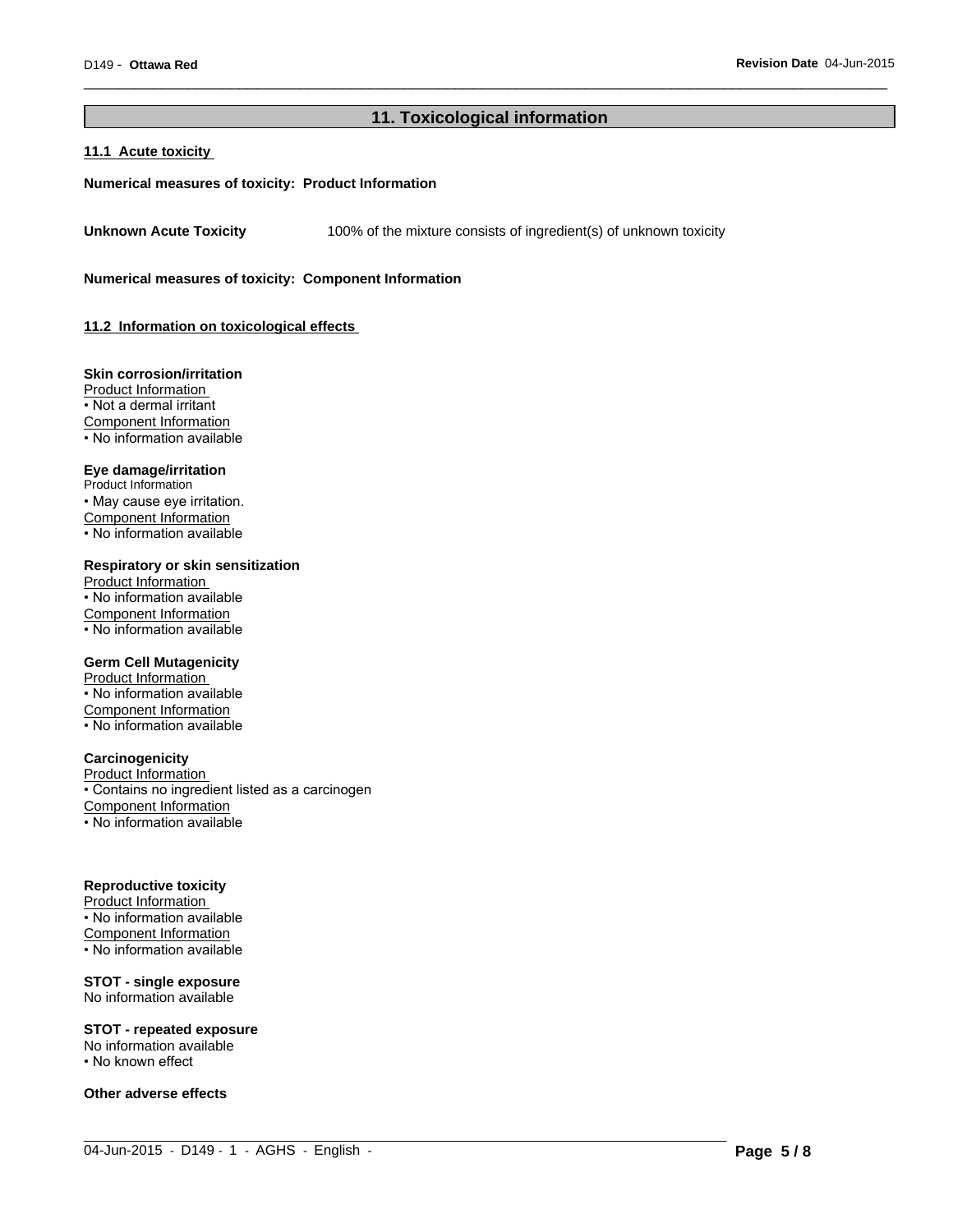## 11. Toxicological information

### 11.1 Acute toxicity

**Numerical measures of toxicity: Product Information**

| | |
|---|---|
| **Unknown Acute Toxicity** | 100% of the mixture consists of ingredient(s) of unknown toxicity |

**Numerical measures of toxicity: Component Information**

### 11.2 Information on toxicological effects

**Skin corrosion/irritation**

Product Information
- Not a dermal irritant

Component Information
- No information available

**Eye damage/irritation**

Product Information
- May cause eye irritation.

Component Information
- No information available

**Respiratory or skin sensitization**

Product Information
- No information available

Component Information
- No information available

**Germ Cell Mutagenicity**

Product Information
- No information available

Component Information
- No information available

**Carcinogenicity**

Product Information
- Contains no ingredient listed as a carcinogen

Component Information
- No information available

**Reproductive toxicity**

Product Information
- No information available

Component Information
- No information available

**STOT - single exposure**

No information available

**STOT - repeated exposure**

No information available
- No known effect

**Other adverse effects**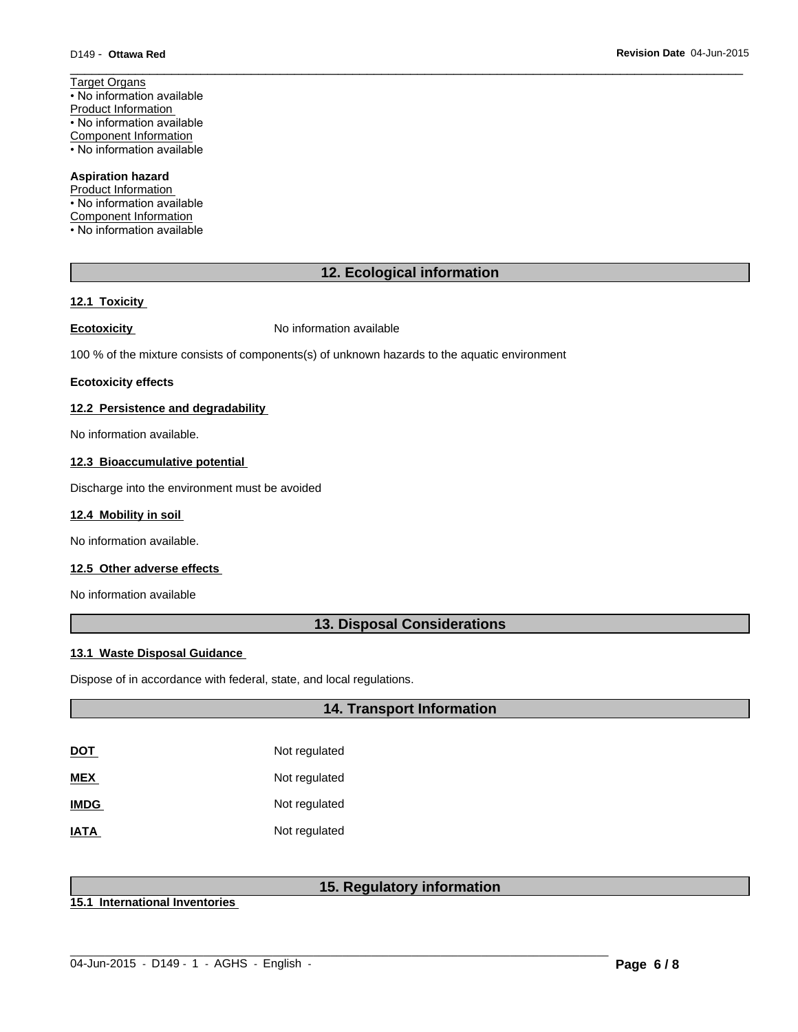Target Organs
• No information available
Product Information
• No information available
Component Information
• No information available

**Aspiration hazard**
Product Information
• No information available
Component Information
• No information available

## 12. Ecological information

**12.1 Toxicity**

**Ecotoxicity** No information available

100 % of the mixture consists of components(s) of unknown hazards to the aquatic environment

**Ecotoxicity effects**

**12.2 Persistence and degradability**

No information available.

**12.3 Bioaccumulative potential**

Discharge into the environment must be avoided

**12.4 Mobility in soil**

No information available.

**12.5 Other adverse effects**

No information available

## 13. Disposal Considerations

**13.1 Waste Disposal Guidance**

Dispose of in accordance with federal, state, and local regulations.

## 14. Transport Information

| | |
|---|---|
| **DOT** | Not regulated |
| **MEX** | Not regulated |
| **IMDG** | Not regulated |
| **IATA** | Not regulated |

## 15. Regulatory information

**15.1 International Inventories**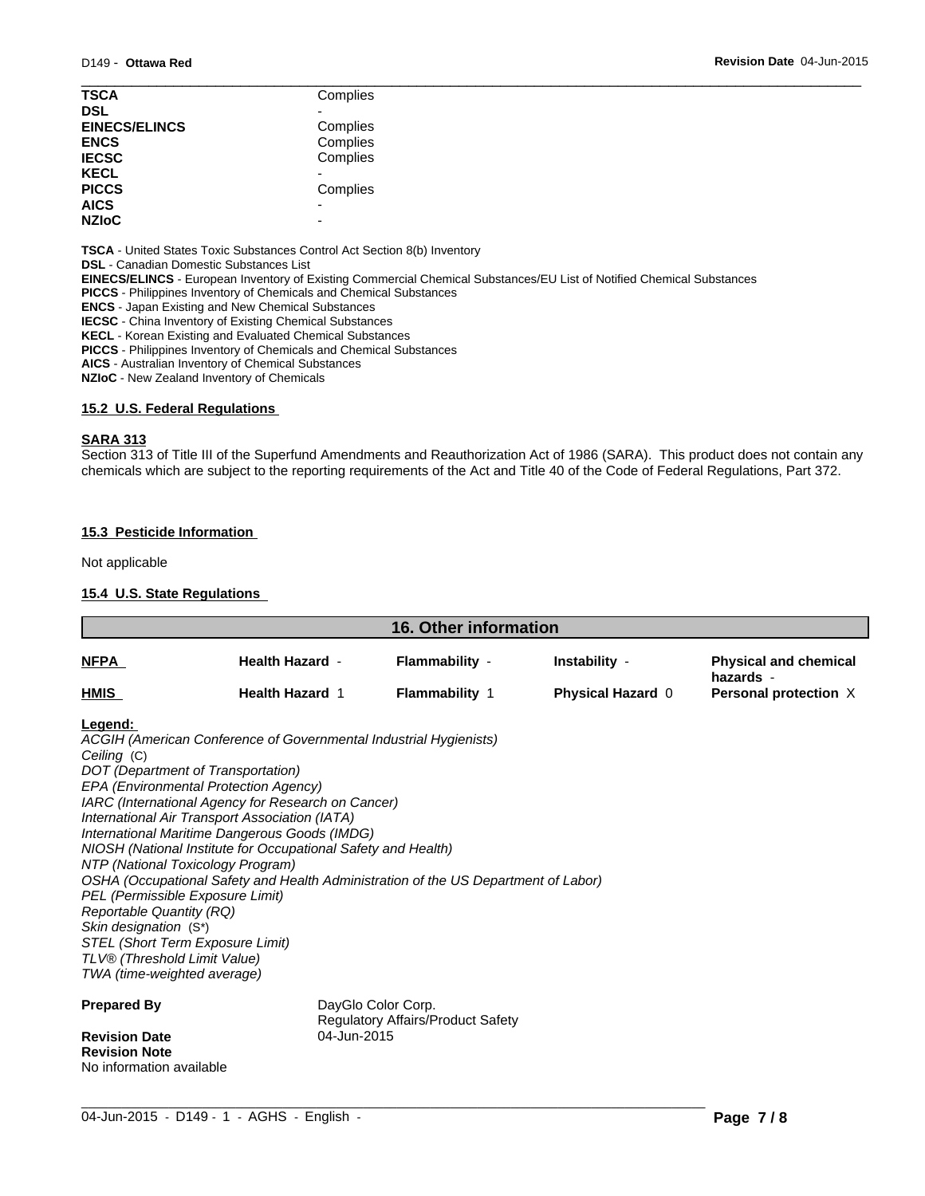| | |
|---|---|
| **TSCA** | Complies |
| **DSL** | - |
| **EINECS/ELINCS** | Complies |
| **ENCS** | Complies |
| **IECSC** | Complies |
| **KECL** | - |
| **PICCS** | Complies |
| **AICS** | - |
| **NZIoC** | - |

**TSCA** - United States Toxic Substances Control Act Section 8(b) Inventory
**DSL** - Canadian Domestic Substances List
**EINECS/ELINCS** - European Inventory of Existing Commercial Chemical Substances/EU List of Notified Chemical Substances
**PICCS** - Philippines Inventory of Chemicals and Chemical Substances
**ENCS** - Japan Existing and New Chemical Substances
**IECSC** - China Inventory of Existing Chemical Substances
**KECL** - Korean Existing and Evaluated Chemical Substances
**PICCS** - Philippines Inventory of Chemicals and Chemical Substances
**AICS** - Australian Inventory of Chemical Substances
**NZIoC** - New Zealand Inventory of Chemicals

### 15.2 U.S. Federal Regulations

**SARA 313**
Section 313 of Title III of the Superfund Amendments and Reauthorization Act of 1986 (SARA). This product does not contain any chemicals which are subject to the reporting requirements of the Act and Title 40 of the Code of Federal Regulations, Part 372.

### 15.3 Pesticide Information

Not applicable

### 15.4 U.S. State Regulations

## 16. Other information

| | | | | |
|---|---|---|---|---|
| **NFPA** | **Health Hazard** - | **Flammability** - | **Instability** - | **Physical and chemical hazards** - |
| **HMIS** | **Health Hazard** 1 | **Flammability** 1 | **Physical Hazard** 0 | **Personal protection** X |

**Legend:**
*ACGIH (American Conference of Governmental Industrial Hygienists)*
*Ceiling* (C)
*DOT (Department of Transportation)*
*EPA (Environmental Protection Agency)*
*IARC (International Agency for Research on Cancer)*
*International Air Transport Association (IATA)*
*International Maritime Dangerous Goods (IMDG)*
*NIOSH (National Institute for Occupational Safety and Health)*
*NTP (National Toxicology Program)*
*OSHA (Occupational Safety and Health Administration of the US Department of Labor)*
*PEL (Permissible Exposure Limit)*
*Reportable Quantity (RQ)*
*Skin designation* (S*)
*STEL (Short Term Exposure Limit)*
*TLV® (Threshold Limit Value)*
*TWA (time-weighted average)*

**Prepared By** DayGlo Color Corp.
Regulatory Affairs/Product Safety

**Revision Date** 04-Jun-2015

**Revision Note**
No information available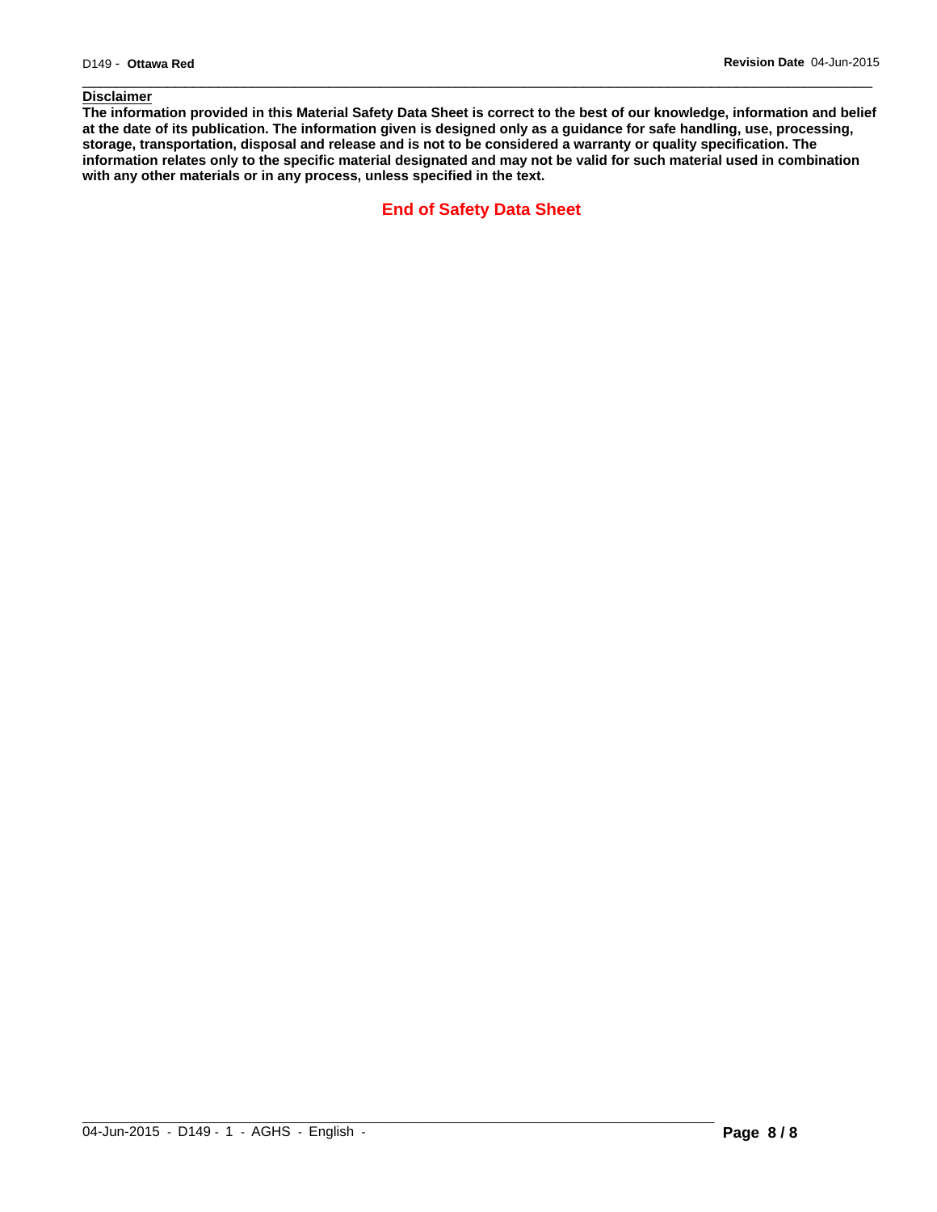**Disclaimer**

**The information provided in this Material Safety Data Sheet is correct to the best of our knowledge, information and belief at the date of its publication. The information given is designed only as a guidance for safe handling, use, processing, storage, transportation, disposal and release and is not to be considered a warranty or quality specification. The information relates only to the specific material designated and may not be valid for such material used in combination with any other materials or in any process, unless specified in the text.**

**End of Safety Data Sheet**